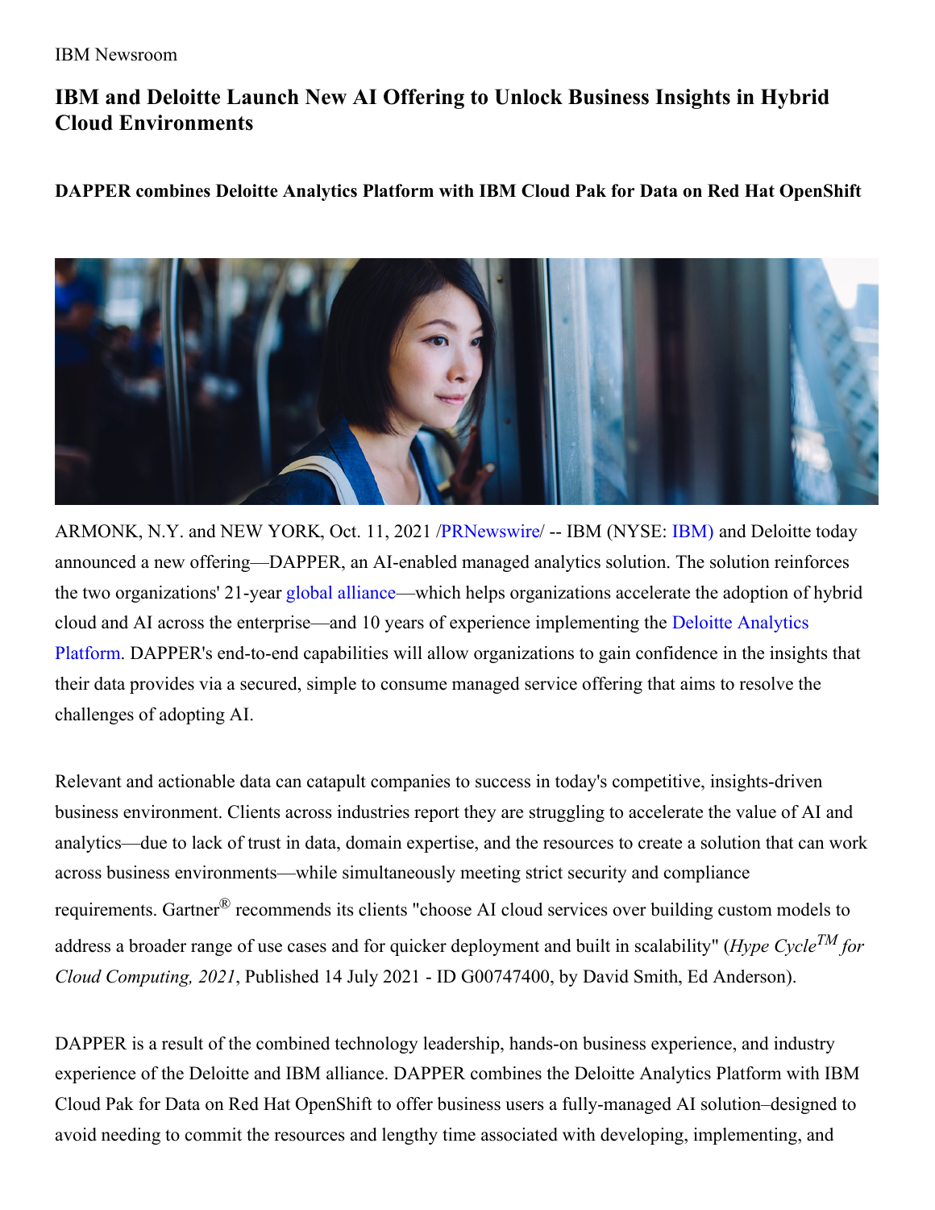IBM Newsroom

# IBM and Deloitte Launch New AI Offering to Unlock Business Insights in Hybrid Cloud Environments

**DAPPER combines Deloitte Analytics Platform with IBM Cloud Pak for Data on Red Hat OpenShift**

ARMONK, N.Y. and NEW YORK, Oct. 11, 2021 /PRNewswire/ -- IBM (NYSE: IBM) and Deloitte today announced a new offering—DAPPER, an AI-enabled managed analytics solution. The solution reinforces the two organizations' 21-year global alliance—which helps organizations accelerate the adoption of hybrid cloud and AI across the enterprise—and 10 years of experience implementing the Deloitte Analytics Platform. DAPPER's end-to-end capabilities will allow organizations to gain confidence in the insights that their data provides via a secured, simple to consume managed service offering that aims to resolve the challenges of adopting AI.

Relevant and actionable data can catapult companies to success in today's competitive, insights-driven business environment. Clients across industries report they are struggling to accelerate the value of AI and analytics—due to lack of trust in data, domain expertise, and the resources to create a solution that can work across business environments—while simultaneously meeting strict security and compliance requirements. Gartner® recommends its clients "choose AI cloud services over building custom models to address a broader range of use cases and for quicker deployment and built in scalability" (*Hype Cycle™ for Cloud Computing, 2021*, Published 14 July 2021 - ID G00747400, by David Smith, Ed Anderson).

DAPPER is a result of the combined technology leadership, hands-on business experience, and industry experience of the Deloitte and IBM alliance. DAPPER combines the Deloitte Analytics Platform with IBM Cloud Pak for Data on Red Hat OpenShift to offer business users a fully-managed AI solution–designed to avoid needing to commit the resources and lengthy time associated with developing, implementing, and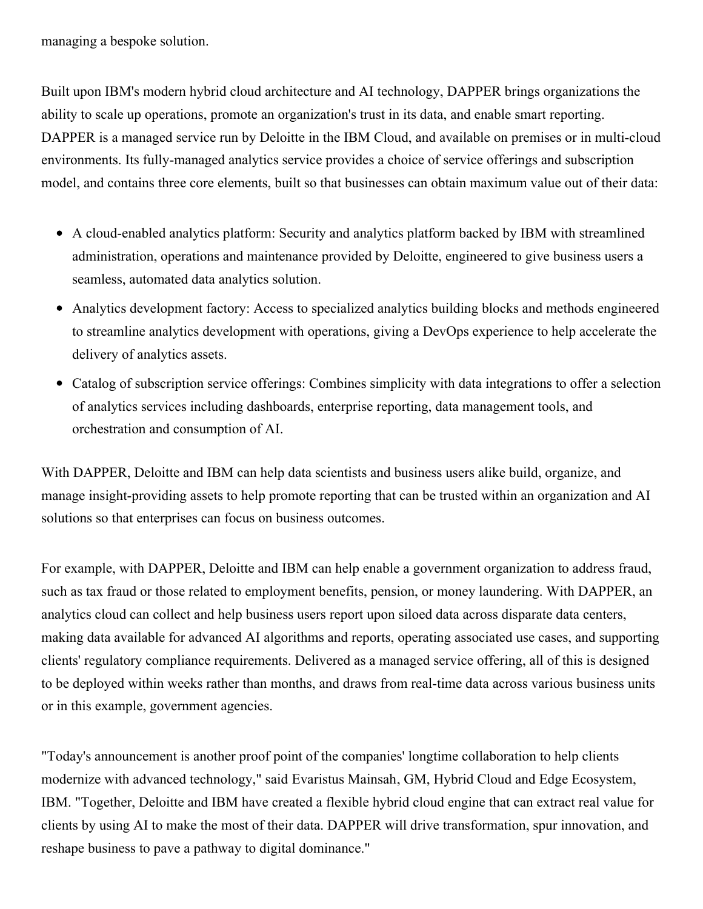managing a bespoke solution.

Built upon IBM's modern hybrid cloud architecture and AI technology, DAPPER brings organizations the ability to scale up operations, promote an organization's trust in its data, and enable smart reporting. DAPPER is a managed service run by Deloitte in the IBM Cloud, and available on premises or in multi-cloud environments. Its fully-managed analytics service provides a choice of service offerings and subscription model, and contains three core elements, built so that businesses can obtain maximum value out of their data:

- A cloud-enabled analytics platform: Security and analytics platform backed by IBM with streamlined administration, operations and maintenance provided by Deloitte, engineered to give business users a seamless, automated data analytics solution.
- Analytics development factory: Access to specialized analytics building blocks and methods engineered to streamline analytics development with operations, giving a DevOps experience to help accelerate the delivery of analytics assets.
- Catalog of subscription service offerings: Combines simplicity with data integrations to offer a selection of analytics services including dashboards, enterprise reporting, data management tools, and orchestration and consumption of AI.

With DAPPER, Deloitte and IBM can help data scientists and business users alike build, organize, and manage insight-providing assets to help promote reporting that can be trusted within an organization and AI solutions so that enterprises can focus on business outcomes.

For example, with DAPPER, Deloitte and IBM can help enable a government organization to address fraud, such as tax fraud or those related to employment benefits, pension, or money laundering. With DAPPER, an analytics cloud can collect and help business users report upon siloed data across disparate data centers, making data available for advanced AI algorithms and reports, operating associated use cases, and supporting clients' regulatory compliance requirements. Delivered as a managed service offering, all of this is designed to be deployed within weeks rather than months, and draws from real-time data across various business units or in this example, government agencies.

"Today's announcement is another proof point of the companies' longtime collaboration to help clients modernize with advanced technology," said Evaristus Mainsah, GM, Hybrid Cloud and Edge Ecosystem, IBM. "Together, Deloitte and IBM have created a flexible hybrid cloud engine that can extract real value for clients by using AI to make the most of their data. DAPPER will drive transformation, spur innovation, and reshape business to pave a pathway to digital dominance."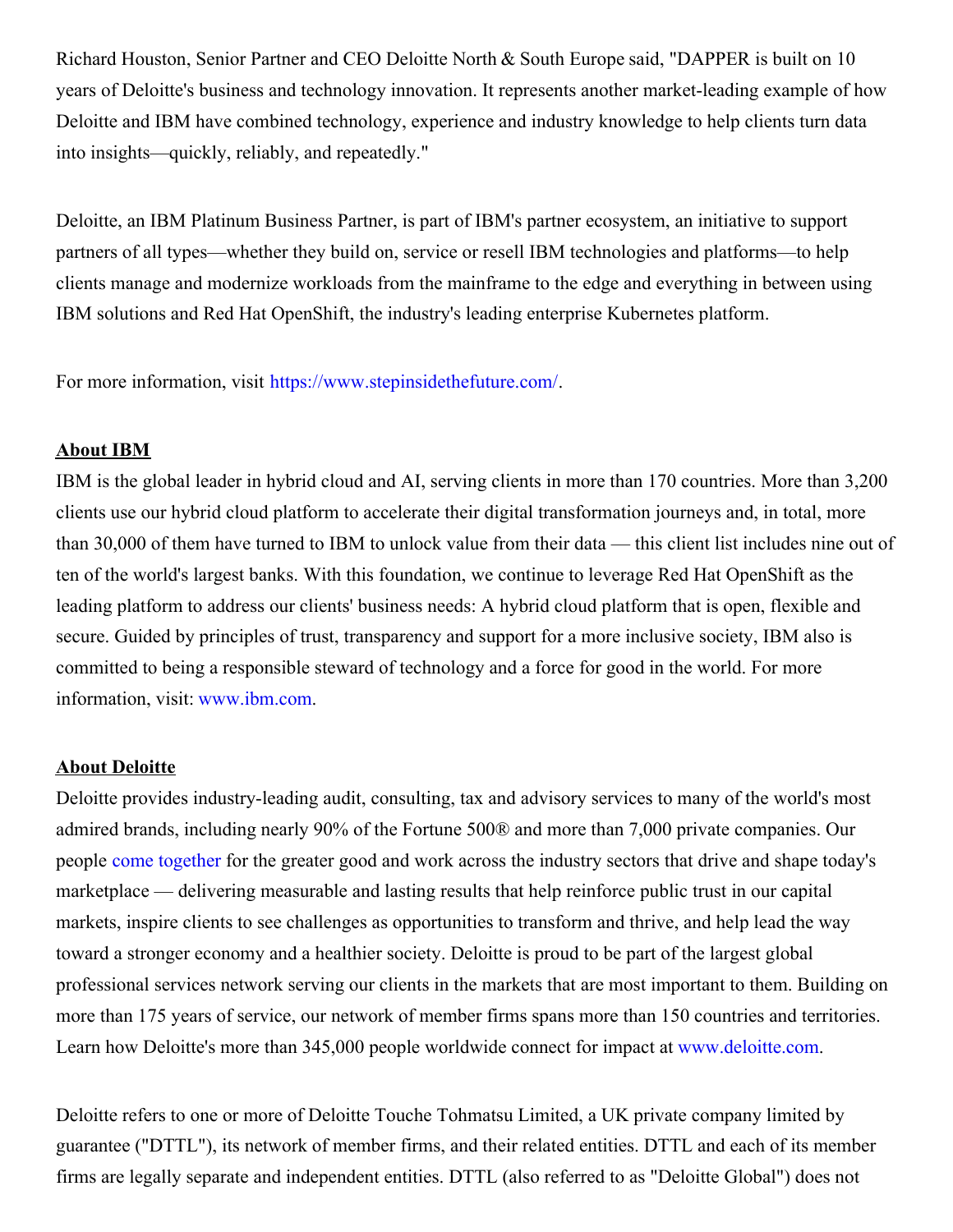Richard Houston, Senior Partner and CEO Deloitte North & South Europe said, "DAPPER is built on 10 years of Deloitte's business and technology innovation. It represents another market-leading example of how Deloitte and IBM have combined technology, experience and industry knowledge to help clients turn data into insights—quickly, reliably, and repeatedly."

Deloitte, an IBM Platinum Business Partner, is part of IBM's partner ecosystem, an initiative to support partners of all types—whether they build on, service or resell IBM technologies and platforms—to help clients manage and modernize workloads from the mainframe to the edge and everything in between using IBM solutions and Red Hat OpenShift, the industry's leading enterprise Kubernetes platform.

For more information, visit https://www.stepinsidethefuture.com/.

**About IBM**

IBM is the global leader in hybrid cloud and AI, serving clients in more than 170 countries. More than 3,200 clients use our hybrid cloud platform to accelerate their digital transformation journeys and, in total, more than 30,000 of them have turned to IBM to unlock value from their data — this client list includes nine out of ten of the world's largest banks. With this foundation, we continue to leverage Red Hat OpenShift as the leading platform to address our clients' business needs: A hybrid cloud platform that is open, flexible and secure. Guided by principles of trust, transparency and support for a more inclusive society, IBM also is committed to being a responsible steward of technology and a force for good in the world. For more information, visit: www.ibm.com.

**About Deloitte**

Deloitte provides industry-leading audit, consulting, tax and advisory services to many of the world's most admired brands, including nearly 90% of the Fortune 500® and more than 7,000 private companies. Our people come together for the greater good and work across the industry sectors that drive and shape today's marketplace — delivering measurable and lasting results that help reinforce public trust in our capital markets, inspire clients to see challenges as opportunities to transform and thrive, and help lead the way toward a stronger economy and a healthier society. Deloitte is proud to be part of the largest global professional services network serving our clients in the markets that are most important to them. Building on more than 175 years of service, our network of member firms spans more than 150 countries and territories. Learn how Deloitte's more than 345,000 people worldwide connect for impact at www.deloitte.com.

Deloitte refers to one or more of Deloitte Touche Tohmatsu Limited, a UK private company limited by guarantee ("DTTL"), its network of member firms, and their related entities. DTTL and each of its member firms are legally separate and independent entities. DTTL (also referred to as "Deloitte Global") does not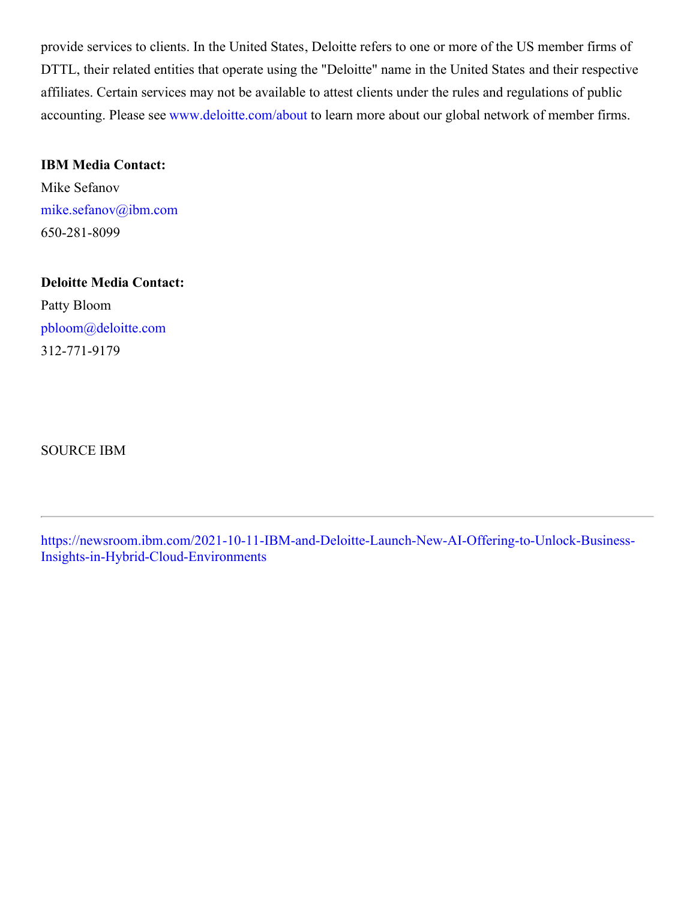provide services to clients. In the United States, Deloitte refers to one or more of the US member firms of DTTL, their related entities that operate using the "Deloitte" name in the United States and their respective affiliates. Certain services may not be available to attest clients under the rules and regulations of public accounting. Please see www.deloitte.com/about to learn more about our global network of member firms.

**IBM Media Contact:**
Mike Sefanov
mike.sefanov@ibm.com
650-281-8099

**Deloitte Media Contact:**
Patty Bloom
pbloom@deloitte.com
312-771-9179

SOURCE IBM

---

https://newsroom.ibm.com/2021-10-11-IBM-and-Deloitte-Launch-New-AI-Offering-to-Unlock-Business-Insights-in-Hybrid-Cloud-Environments